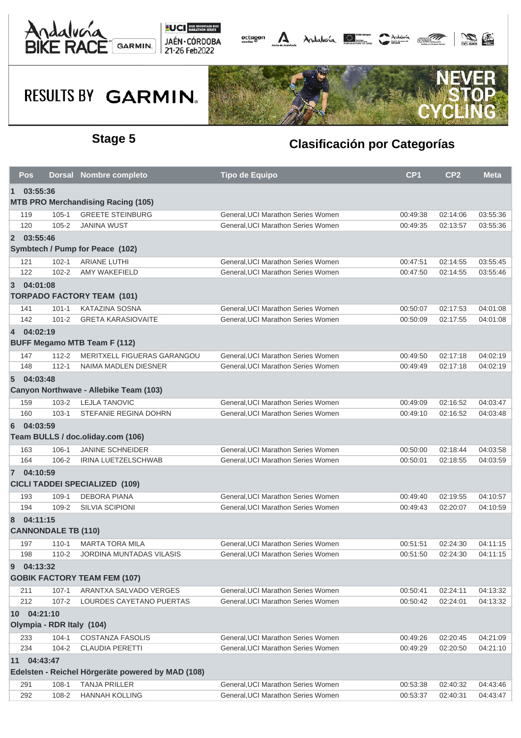# Stage 5

## Clasificación por Categorías

| Pos | Dorsal | Nombre completo | Tipo de Equipo | CP1 | CP2 | Meta |
|---|---|---|---|---|---|---|
| **1 03:55:36** | | | | | | |
| **MTB PRO Merchandising Racing (105)** | | | | | | |
| 119 | 105-1 | GREETE STEINBURG | General,UCI Marathon Series Women | 00:49:38 | 02:14:06 | 03:55:36 |
| 120 | 105-2 | JANINA WUST | General,UCI Marathon Series Women | 00:49:35 | 02:13:57 | 03:55:36 |
| **2 03:55:46** | | | | | | |
| **Symbtech / Pump for Peace (102)** | | | | | | |
| 121 | 102-1 | ARIANE LUTHI | General,UCI Marathon Series Women | 00:47:51 | 02:14:55 | 03:55:45 |
| 122 | 102-2 | AMY WAKEFIELD | General,UCI Marathon Series Women | 00:47:50 | 02:14:55 | 03:55:46 |
| **3 04:01:08** | | | | | | |
| **TORPADO FACTORY TEAM (101)** | | | | | | |
| 141 | 101-1 | KATAZINA SOSNA | General,UCI Marathon Series Women | 00:50:07 | 02:17:53 | 04:01:08 |
| 142 | 101-2 | GRETA KARASIOVAITE | General,UCI Marathon Series Women | 00:50:09 | 02:17:55 | 04:01:08 |
| **4 04:02:19** | | | | | | |
| **BUFF Megamo MTB Team F (112)** | | | | | | |
| 147 | 112-2 | MERITXELL FIGUERAS GARANGOU | General,UCI Marathon Series Women | 00:49:50 | 02:17:18 | 04:02:19 |
| 148 | 112-1 | NAIMA MADLEN DIESNER | General,UCI Marathon Series Women | 00:49:49 | 02:17:18 | 04:02:19 |
| **5 04:03:48** | | | | | | |
| **Canyon Northwave - Allebike Team (103)** | | | | | | |
| 159 | 103-2 | LEJLA TANOVIC | General,UCI Marathon Series Women | 00:49:09 | 02:16:52 | 04:03:47 |
| 160 | 103-1 | STEFANIE REGINA DOHRN | General,UCI Marathon Series Women | 00:49:10 | 02:16:52 | 04:03:48 |
| **6 04:03:59** | | | | | | |
| **Team BULLS / doc.oliday.com (106)** | | | | | | |
| 163 | 106-1 | JANINE SCHNEIDER | General,UCI Marathon Series Women | 00:50:00 | 02:18:44 | 04:03:58 |
| 164 | 106-2 | IRINA LUETZELSCHWAB | General,UCI Marathon Series Women | 00:50:01 | 02:18:55 | 04:03:59 |
| **7 04:10:59** | | | | | | |
| **CICLI TADDEI SPECIALIZED (109)** | | | | | | |
| 193 | 109-1 | DEBORA PIANA | General,UCI Marathon Series Women | 00:49:40 | 02:19:55 | 04:10:57 |
| 194 | 109-2 | SILVIA SCIPIONI | General,UCI Marathon Series Women | 00:49:43 | 02:20:07 | 04:10:59 |
| **8 04:11:15** | | | | | | |
| **CANNONDALE TB (110)** | | | | | | |
| 197 | 110-1 | MARTA TORA MILA | General,UCI Marathon Series Women | 00:51:51 | 02:24:30 | 04:11:15 |
| 198 | 110-2 | JORDINA MUNTADAS VILASIS | General,UCI Marathon Series Women | 00:51:50 | 02:24:30 | 04:11:15 |
| **9 04:13:32** | | | | | | |
| **GOBIK FACTORY TEAM FEM (107)** | | | | | | |
| 211 | 107-1 | ARANTXA SALVADO VERGES | General,UCI Marathon Series Women | 00:50:41 | 02:24:11 | 04:13:32 |
| 212 | 107-2 | LOURDES CAYETANO PUERTAS | General,UCI Marathon Series Women | 00:50:42 | 02:24:01 | 04:13:32 |
| **10 04:21:10** | | | | | | |
| **Olympia - RDR Italy (104)** | | | | | | |
| 233 | 104-1 | COSTANZA FASOLIS | General,UCI Marathon Series Women | 00:49:26 | 02:20:45 | 04:21:09 |
| 234 | 104-2 | CLAUDIA PERETTI | General,UCI Marathon Series Women | 00:49:29 | 02:20:50 | 04:21:10 |
| **11 04:43:47** | | | | | | |
| **Edelsten - Reichel Hörgeräte powered by MAD (108)** | | | | | | |
| 291 | 108-1 | TANJA PRILLER | General,UCI Marathon Series Women | 00:53:38 | 02:40:32 | 04:43:46 |
| 292 | 108-2 | HANNAH KOLLING | General,UCI Marathon Series Women | 00:53:37 | 02:40:31 | 04:43:47 |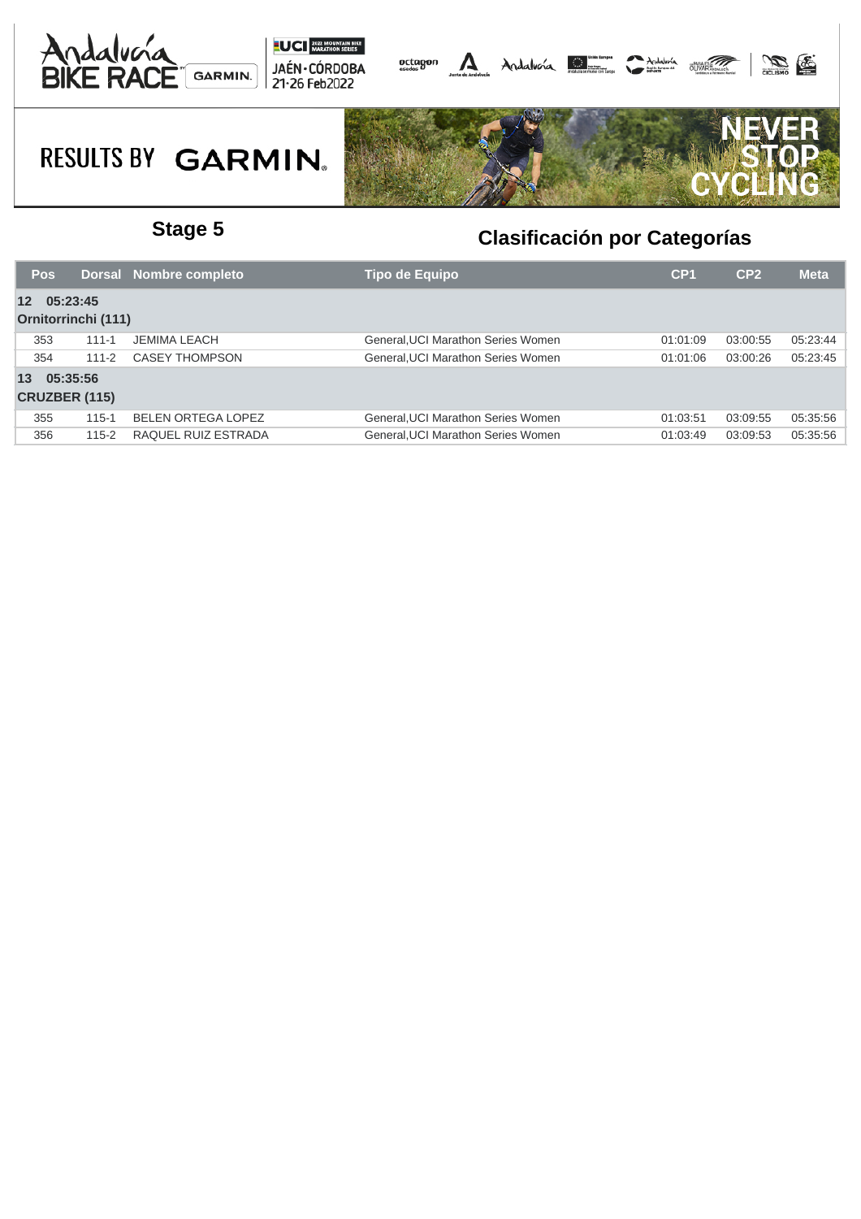## Stage 5

## Clasificación por Categorías

| Pos | Dorsal | Nombre completo | Tipo de Equipo | CP1 | CP2 | Meta |
|---|---|---|---|---|---|---|
| **12 05:23:45 Ornitorrinchi (111)** | | | | | | |
| 353 | 111-1 | JEMIMA LEACH | General,UCI Marathon Series Women | 01:01:09 | 03:00:55 | 05:23:44 |
| 354 | 111-2 | CASEY THOMPSON | General,UCI Marathon Series Women | 01:01:06 | 03:00:26 | 05:23:45 |
| **13 05:35:56 CRUZBER (115)** | | | | | | |
| 355 | 115-1 | BELEN ORTEGA LOPEZ | General,UCI Marathon Series Women | 01:03:51 | 03:09:55 | 05:35:56 |
| 356 | 115-2 | RAQUEL RUIZ ESTRADA | General,UCI Marathon Series Women | 01:03:49 | 03:09:53 | 05:35:56 |